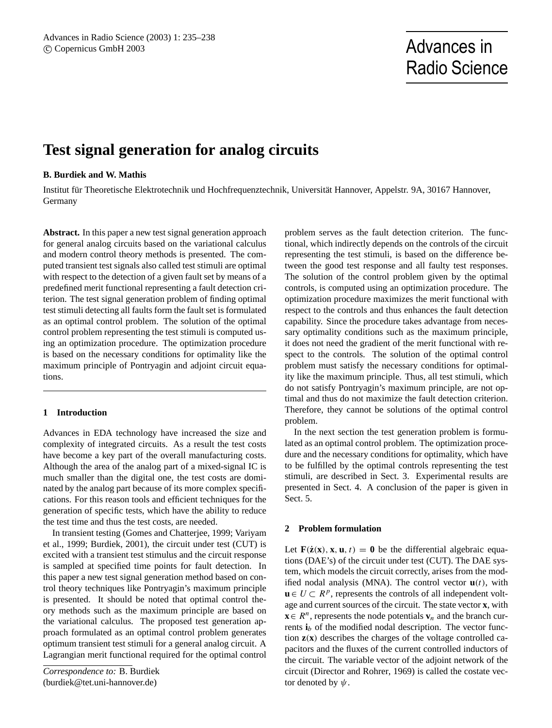# Test signal generation for analog circuits

**B. Burdiek and W. Mathis**

Institut für Theoretische Elektrotechnik und Hochfrequenztechnik, Universität Hannover, Appelstr. 9A, 30167 Hannover, Germany

**Abstract.** In this paper a new test signal generation approach for general analog circuits based on the variational calculus and modern control theory methods is presented. The computed transient test signals also called test stimuli are optimal with respect to the detection of a given fault set by means of a predefined merit functional representing a fault detection criterion. The test signal generation problem of finding optimal test stimuli detecting all faults form the fault set is formulated as an optimal control problem. The solution of the optimal control problem representing the test stimuli is computed using an optimization procedure. The optimization procedure is based on the necessary conditions for optimality like the maximum principle of Pontryagin and adjoint circuit equations.

## 1 Introduction

Advances in EDA technology have increased the size and complexity of integrated circuits. As a result the test costs have become a key part of the overall manufacturing costs. Although the area of the analog part of a mixed-signal IC is much smaller than the digital one, the test costs are dominated by the analog part because of its more complex specifications. For this reason tools and efficient techniques for the generation of specific tests, which have the ability to reduce the test time and thus the test costs, are needed.

In transient testing (Gomes and Chatterjee, 1999; Variyam et al., 1999; Burdiek, 2001), the circuit under test (CUT) is excited with a transient test stimulus and the circuit response is sampled at specified time points for fault detection. In this paper a new test signal generation method based on control theory techniques like Pontryagin's maximum principle is presented. It should be noted that optimal control theory methods such as the maximum principle are based on the variational calculus. The proposed test generation approach formulated as an optimal control problem generates optimum transient test stimuli for a general analog circuit. A Lagrangian merit functional required for the optimal control problem serves as the fault detection criterion. The functional, which indirectly depends on the controls of the circuit representing the test stimuli, is based on the difference between the good test response and all faulty test responses. The solution of the control problem given by the optimal controls, is computed using an optimization procedure. The optimization procedure maximizes the merit functional with respect to the controls and thus enhances the fault detection capability. Since the procedure takes advantage from necessary optimality conditions such as the maximum principle, it does not need the gradient of the merit functional with respect to the controls. The solution of the optimal control problem must satisfy the necessary conditions for optimality like the maximum principle. Thus, all test stimuli, which do not satisfy Pontryagin's maximum principle, are not optimal and thus do not maximize the fault detection criterion. Therefore, they cannot be solutions of the optimal control problem.

In the next section the test generation problem is formulated as an optimal control problem. The optimization procedure and the necessary conditions for optimality, which have to be fulfilled by the optimal controls representing the test stimuli, are described in Sect. 3. Experimental results are presented in Sect. 4. A conclusion of the paper is given in Sect. 5.

## 2 Problem formulation

Let $\mathbf{F}(\dot{\mathbf{z}}(\mathbf{x}), \mathbf{x}, \mathbf{u}, t) = \mathbf{0}$ be the differential algebraic equations (DAE's) of the circuit under test (CUT). The DAE system, which models the circuit correctly, arises from the modified nodal analysis (MNA). The control vector $\mathbf{u}(t)$, with $\mathbf{u} \in U \subset R^p$, represents the controls of all independent voltage and current sources of the circuit. The state vector $\mathbf{x}$, with $\mathbf{x} \in R^n$, represents the node potentials $\mathbf{v}_n$ and the branch currents $\mathbf{i}_b$ of the modified nodal description. The vector function $\mathbf{z}(\mathbf{x})$ describes the charges of the voltage controlled capacitors and the fluxes of the current controlled inductors of the circuit. The variable vector of the adjoint network of the circuit (Director and Rohrer, 1969) is called the costate vector denoted by $\psi$.

*Correspondence to:* B. Burdiek (burdiek@tet.uni-hannover.de)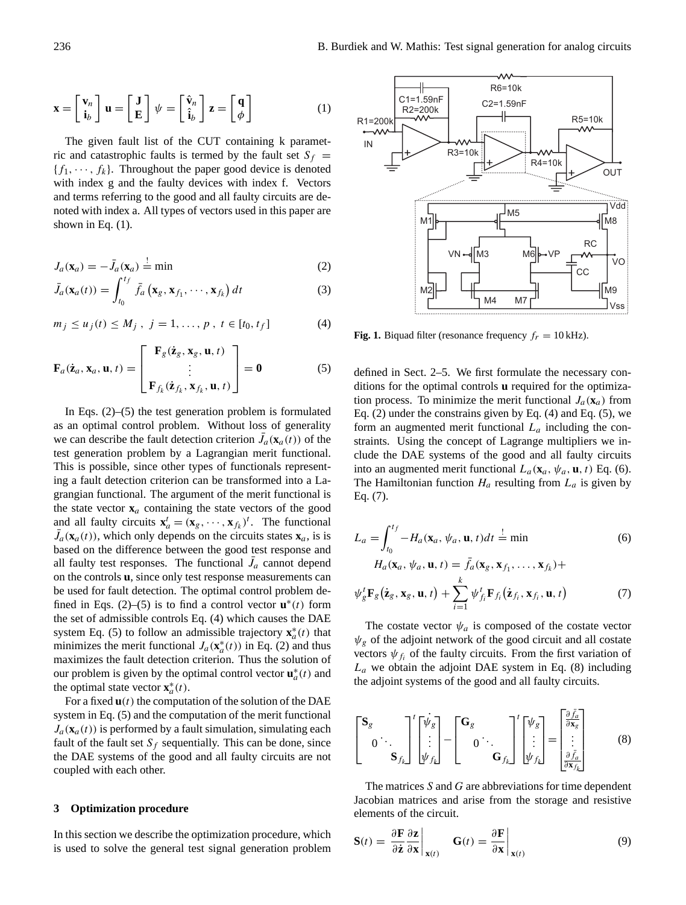$$\mathbf{x} = \begin{bmatrix} \mathbf{v}_n \\ \mathbf{i}_b \end{bmatrix} \; \mathbf{u} = \begin{bmatrix} \mathbf{J} \\ \mathbf{E} \end{bmatrix} \; \psi = \begin{bmatrix} \hat{\mathbf{v}}_n \\ \hat{\mathbf{i}}_b \end{bmatrix} \; \mathbf{z} = \begin{bmatrix} \mathbf{q} \\ \phi \end{bmatrix} \tag{1}$$

The given fault list of the CUT containing k parametric and catastrophic faults is termed by the fault set $S_f = \{f_1, \cdots, f_k\}$. Throughout the paper good device is denoted with index g and the faulty devices with index f. Vectors and terms referring to the good and all faulty circuits are denoted with index a. All types of vectors used in this paper are shown in Eq. (1).

$$J_a(\mathbf{x}_a) = -\bar{J}_a(\mathbf{x}_a) \stackrel{!}{=} \min \tag{2}$$

$$\bar{J}_a(\mathbf{x}_a(t)) = \int_{t_0}^{t_f} \bar{f}_a\left(\mathbf{x}_g, \mathbf{x}_{f_1}, \cdots, \mathbf{x}_{f_k}\right) dt \tag{3}$$

$$m_j \leq u_j(t) \leq M_j \;,\; j = 1, \ldots, p \;,\; t \in [t_0, t_f] \tag{4}$$

$$\mathbf{F}_a(\dot{\mathbf{z}}_a, \mathbf{x}_a, \mathbf{u}, t) = \begin{bmatrix} \mathbf{F}_g(\dot{\mathbf{z}}_g, \mathbf{x}_g, \mathbf{u}, t) \\ \vdots \\ \mathbf{F}_{f_k}(\dot{\mathbf{z}}_{f_k}, \mathbf{x}_{f_k}, \mathbf{u}, t) \end{bmatrix} = \mathbf{0} \tag{5}$$

In Eqs. (2)–(5) the test generation problem is formulated as an optimal control problem. Without loss of generality we can describe the fault detection criterion $\bar{J}_a(\mathbf{x}_a(t))$ of the test generation problem by a Lagrangian merit functional. This is possible, since other types of functionals representing a fault detection criterion can be transformed into a Lagrangian functional. The argument of the merit functional is the state vector $\mathbf{x}_a$ containing the state vectors of the good and all faulty circuits $\mathbf{x}_a^t = (\mathbf{x}_g, \cdots, \mathbf{x}_{f_k})^t$. The functional $\bar{J}_a(\mathbf{x}_a(t))$, which only depends on the circuits states $\mathbf{x}_a$, is is based on the difference between the good test response and all faulty test responses. The functional $\bar{J}_a$ cannot depend on the controls $\mathbf{u}$, since only test response measurements can be used for fault detection. The optimal control problem defined in Eqs. (2)–(5) is to find a control vector $\mathbf{u}^*(t)$ form the set of admissible controls Eq. (4) which causes the DAE system Eq. (5) to follow an admissible trajectory $\mathbf{x}_a^*(t)$ that minimizes the merit functional $J_a(\mathbf{x}_a^*(t))$ in Eq. (2) and thus maximizes the fault detection criterion. Thus the solution of our problem is given by the optimal control vector $\mathbf{u}_a^*(t)$ and the optimal state vector $\mathbf{x}_a^*(t)$.

For a fixed $\mathbf{u}(t)$ the computation of the solution of the DAE system in Eq. (5) and the computation of the merit functional $J_a(\mathbf{x}_a(t))$ is performed by a fault simulation, simulating each fault of the fault set $S_f$ sequentially. This can be done, since the DAE systems of the good and all faulty circuits are not coupled with each other.

## 3 Optimization procedure

In this section we describe the optimization procedure, which is used to solve the general test signal generation problem defined in Sect. 2–5. We first formulate the necessary conditions for the optimal controls $\mathbf{u}$ required for the optimization process. To minimize the merit functional $J_a(\mathbf{x}_a)$ from Eq. (2) under the constrains given by Eq. (4) and Eq. (5), we form an augmented merit functional $L_a$ including the constraints. Using the concept of Lagrange multipliers we include the DAE systems of the good and all faulty circuits into an augmented merit functional $L_a(\mathbf{x}_a, \psi_a, \mathbf{u}, t)$ Eq. (6). The Hamiltonian function $H_a$ resulting from $L_a$ is given by Eq. (7).

**Fig. 1.** Biquad filter (resonance frequency $f_r = 10\,\text{kHz}$).

$$L_a = \int_{t_0}^{t_f} -H_a(\mathbf{x}_a, \psi_a, \mathbf{u}, t) dt \stackrel{!}{=} \min \tag{6}$$

$$H_a(\mathbf{x}_a, \psi_a, \mathbf{u}, t) = \bar{f}_a(\mathbf{x}_g, \mathbf{x}_{f_1}, \ldots, \mathbf{x}_{f_k}) +$$
$$\psi_g^t \mathbf{F}_g\left(\dot{\mathbf{z}}_g, \mathbf{x}_g, \mathbf{u}, t\right) + \sum_{i=1}^{k} \psi_{f_i}^t \mathbf{F}_{f_i}\left(\dot{\mathbf{z}}_{f_i}, \mathbf{x}_{f_i}, \mathbf{u}, t\right) \tag{7}$$

The costate vector $\psi_a$ is composed of the costate vector $\psi_g$ of the adjoint network of the good circuit and all costate vectors $\psi_{f_i}$ of the faulty circuits. From the first variation of $L_a$ we obtain the adjoint DAE system in Eq. (8) including the adjoint systems of the good and all faulty circuits.

$$\begin{bmatrix} \mathbf{S}_g & & \\ & \ddots & \\ 0 & & \mathbf{S}_{f_k} \end{bmatrix}^t \begin{bmatrix} \dot{\psi}_g \\ \vdots \\ \dot{\psi}_{f_k} \end{bmatrix} - \begin{bmatrix} \mathbf{G}_g & & \\ & \ddots & \\ 0 & & \mathbf{G}_{f_k} \end{bmatrix}^t \begin{bmatrix} \psi_g \\ \vdots \\ \psi_{f_k} \end{bmatrix} = \begin{bmatrix} \frac{\partial \bar{f}_a}{\partial \mathbf{x}_g} \\ \vdots \\ \frac{\partial \bar{f}_a}{\partial \mathbf{x}_{f_k}} \end{bmatrix} \tag{8}$$

The matrices $S$ and $G$ are abbreviations for time dependent Jacobian matrices and arise from the storage and resistive elements of the circuit.

$$\mathbf{S}(t) = \left.\frac{\partial \mathbf{F}}{\partial \dot{\mathbf{z}}} \frac{\partial \mathbf{z}}{\partial \mathbf{x}}\right|_{\mathbf{x}(t)} \qquad \mathbf{G}(t) = \left.\frac{\partial \mathbf{F}}{\partial \mathbf{x}}\right|_{\mathbf{x}(t)} \tag{9}$$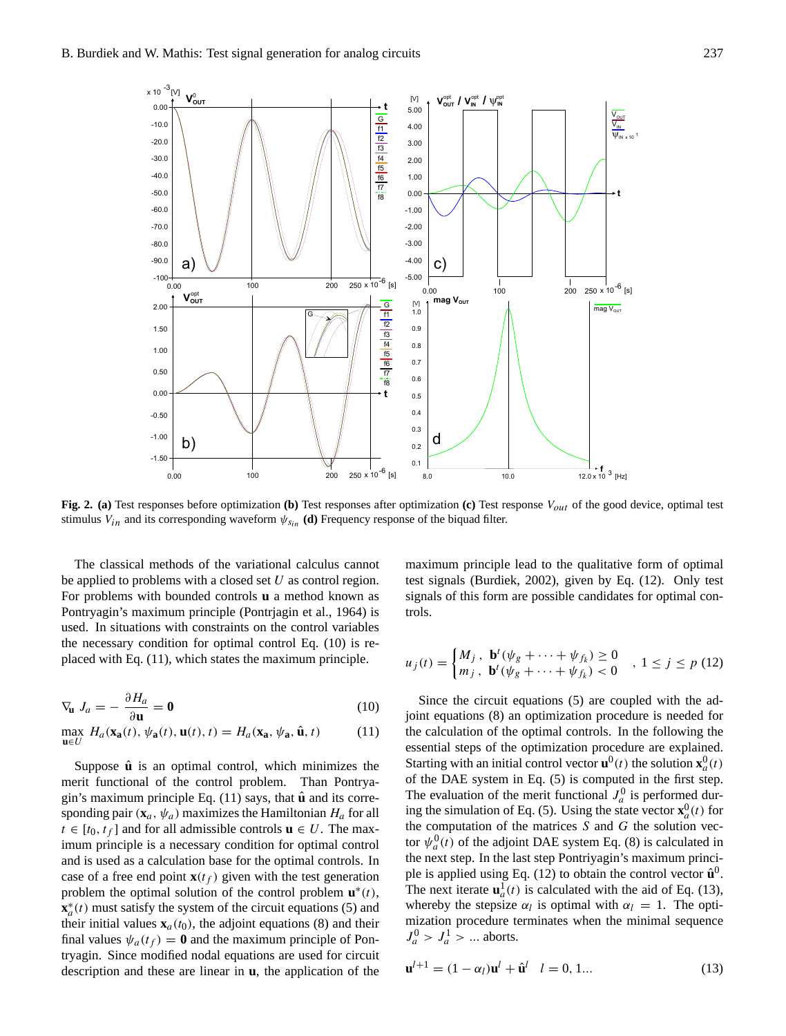**Fig. 2.** **(a)** Test responses before optimization **(b)** Test responses after optimization **(c)** Test response $V_{out}$ of the good device, optimal test stimulus $V_{in}$ and its corresponding waveform $\psi_{s_{in}}$ **(d)** Frequency response of the biquad filter.

The classical methods of the variational calculus cannot be applied to problems with a closed set $U$ as control region. For problems with bounded controls $\mathbf{u}$ a method known as Pontryagin's maximum principle (Pontrjagin et al., 1964) is used. In situations with constraints on the control variables the necessary condition for optimal control Eq. (10) is replaced with Eq. (11), which states the maximum principle.

$$\nabla_{\mathbf{u}} J_a = -\frac{\partial H_a}{\partial \mathbf{u}} = \mathbf{0} \tag{10}$$

$$\max_{\mathbf{u} \in U} H_a(\mathbf{x_a}(t), \psi_{\mathbf{a}}(t), \mathbf{u}(t), t) = H_a(\mathbf{x_a}, \psi_{\mathbf{a}}, \hat{\mathbf{u}}, t) \tag{11}$$

Suppose $\hat{\mathbf{u}}$ is an optimal control, which minimizes the merit functional of the control problem. Than Pontryagin's maximum principle Eq. (11) says, that $\hat{\mathbf{u}}$ and its corresponding pair $(\mathbf{x}_a, \psi_a)$ maximizes the Hamiltonian $H_a$ for all $t \in [t_0, t_f]$ and for all admissible controls $\mathbf{u} \in U$. The maximum principle is a necessary condition for optimal control and is used as a calculation base for the optimal controls. In case of a free end point $\mathbf{x}(t_f)$ given with the test generation problem the optimal solution of the control problem $\mathbf{u}^*(t)$, $\mathbf{x}_a^*(t)$ must satisfy the system of the circuit equations (5) and their initial values $\mathbf{x}_a(t_0)$, the adjoint equations (8) and their final values $\psi_a(t_f) = \mathbf{0}$ and the maximum principle of Pontryagin. Since modified nodal equations are used for circuit description and these are linear in $\mathbf{u}$, the application of the maximum principle lead to the qualitative form of optimal test signals (Burdiek, 2002), given by Eq. (12). Only test signals of this form are possible candidates for optimal controls.

$$u_j(t) = \begin{cases} M_j \,, & \mathbf{b}^t(\psi_g + \cdots + \psi_{f_k}) \geq 0 \\ m_j \,, & \mathbf{b}^t(\psi_g + \cdots + \psi_{f_k}) < 0 \end{cases} \quad , \; 1 \leq j \leq p \tag{12}$$

Since the circuit equations (5) are coupled with the adjoint equations (8) an optimization procedure is needed for the calculation of the optimal controls. In the following the essential steps of the optimization procedure are explained. Starting with an initial control vector $\mathbf{u}^0(t)$ the solution $\mathbf{x}_a^0(t)$ of the DAE system in Eq. (5) is computed in the first step. The evaluation of the merit functional $J_a^0$ is performed during the simulation of Eq. (5). Using the state vector $\mathbf{x}_a^0(t)$ for the computation of the matrices $S$ and $G$ the solution vector $\psi_a^0(t)$ of the adjoint DAE system Eq. (8) is calculated in the next step. In the last step Pontriyagin's maximum principle is applied using Eq. (12) to obtain the control vector $\hat{\mathbf{u}}^0$. The next iterate $\mathbf{u}_a^1(t)$ is calculated with the aid of Eq. (13), whereby the stepsize $\alpha_l$ is optimal with $\alpha_l = 1$. The optimization procedure terminates when the minimal sequence $J_a^0 > J_a^1 > ...$ aborts.

$$\mathbf{u}^{l+1} = (1 - \alpha_l)\mathbf{u}^l + \hat{\mathbf{u}}^l \quad l = 0, 1... \tag{13}$$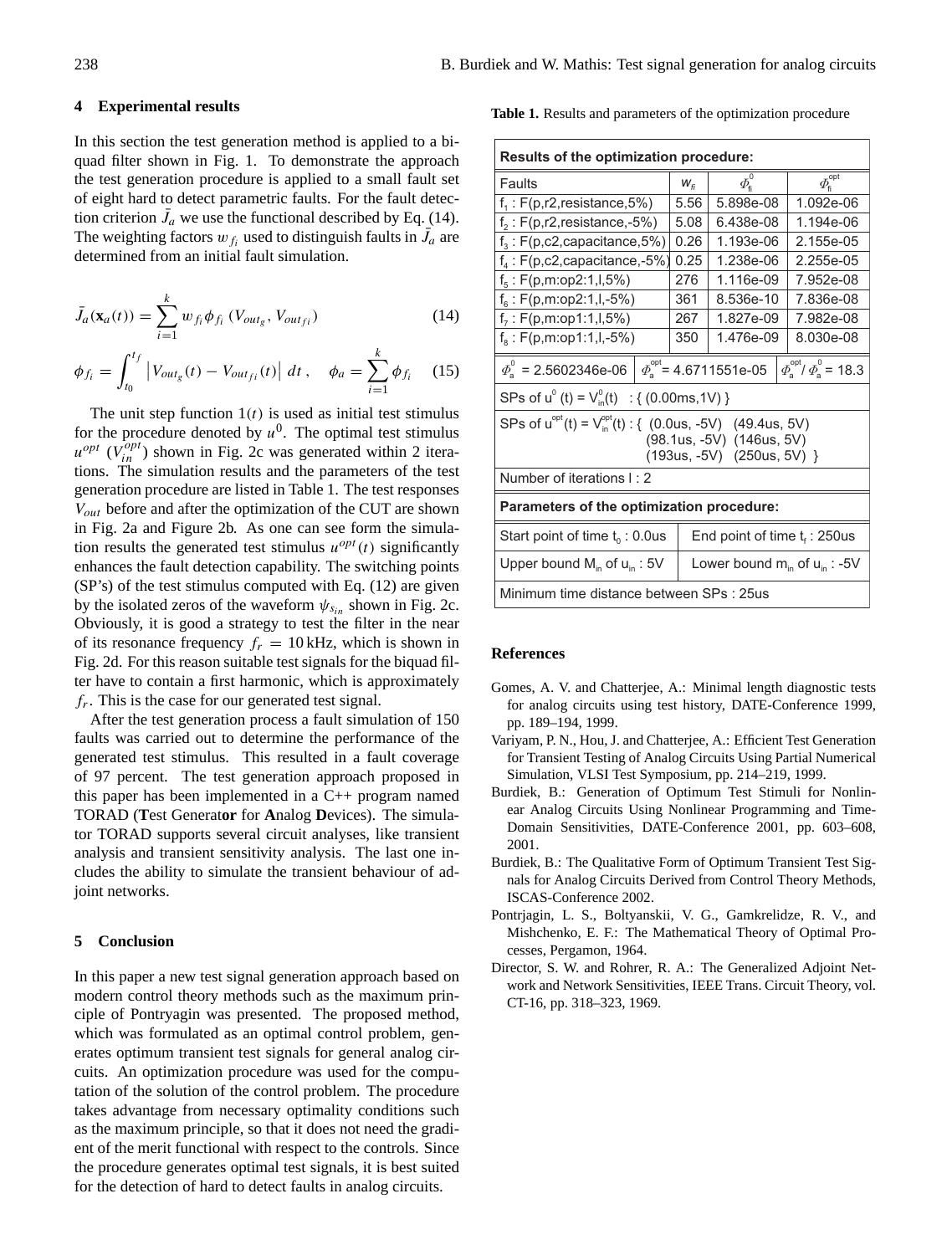## 4 Experimental results

In this section the test generation method is applied to a biquad filter shown in Fig. 1. To demonstrate the approach the test generation procedure is applied to a small fault set of eight hard to detect parametric faults. For the fault detection criterion $\bar{J}_a$ we use the functional described by Eq. (14). The weighting factors $w_{f_i}$ used to distinguish faults in $\bar{J}_a$ are determined from an initial fault simulation.

$$\bar{J}_a(\mathbf{x}_a(t)) = \sum_{i=1}^{k} w_{f_i} \phi_{f_i} \left(V_{out_g}, V_{out_{fi}}\right) \tag{14}$$

$$\phi_{f_i} = \int_{t_0}^{t_f} \left| V_{out_g}(t) - V_{out_{fi}}(t) \right| \, dt \,, \quad \phi_a = \sum_{i=1}^{k} \phi_{f_i} \tag{15}$$

The unit step function $1(t)$ is used as initial test stimulus for the procedure denoted by $u^0$. The optimal test stimulus $u^{opt}$ ($V_{in}^{opt}$) shown in Fig. 2c was generated within 2 iterations. The simulation results and the parameters of the test generation procedure are listed in Table 1. The test responses $V_{out}$ before and after the optimization of the CUT are shown in Fig. 2a and Figure 2b. As one can see form the simulation results the generated test stimulus $u^{opt}(t)$ significantly enhances the fault detection capability. The switching points (SP's) of the test stimulus computed with Eq. (12) are given by the isolated zeros of the waveform $\psi_{s_{in}}$ shown in Fig. 2c. Obviously, it is good a strategy to test the filter in the near of its resonance frequency $f_r = 10\,\text{kHz}$, which is shown in Fig. 2d. For this reason suitable test signals for the biquad filter have to contain a first harmonic, which is approximately $f_r$. This is the case for our generated test signal.

After the test generation process a fault simulation of 150 faults was carried out to determine the performance of the generated test stimulus. This resulted in a fault coverage of 97 percent. The test generation approach proposed in this paper has been implemented in a C++ program named TORAD (**T**est Generat**or** for **A**nalog **D**evices). The simulator TORAD supports several circuit analyses, like transient analysis and transient sensitivity analysis. The last one includes the ability to simulate the transient behaviour of adjoint networks.

## 5 Conclusion

In this paper a new test signal generation approach based on modern control theory methods such as the maximum principle of Pontryagin was presented. The proposed method, which was formulated as an optimal control problem, generates optimum transient test signals for general analog circuits. An optimization procedure was used for the computation of the solution of the control problem. The procedure takes advantage from necessary optimality conditions such as the maximum principle, so that it does not need the gradient of the merit functional with respect to the controls. Since the procedure generates optimal test signals, it is best suited for the detection of hard to detect faults in analog circuits.

**Table 1.** Results and parameters of the optimization procedure

| **Results of the optimization procedure:** | | | |
|---|---|---|---|
| Faults | $w_{fi}$ | $\Phi_{fi}^{0}$ | $\Phi_{fi}^{opt}$ |
| $f_1$ : F(p,r2,resistance,5%) | 5.56 | 5.898e-08 | 1.092e-06 |
| $f_2$ : F(p,r2,resistance,-5%) | 5.08 | 6.438e-08 | 1.194e-06 |
| $f_3$ : F(p,c2,capacitance,5%) | 0.26 | 1.193e-06 | 2.155e-05 |
| $f_4$ : F(p,c2,capacitance,-5%) | 0.25 | 1.238e-06 | 2.255e-05 |
| $f_5$ : F(p,m:op2:1,l,5%) | 276 | 1.116e-09 | 7.952e-08 |
| $f_6$ : F(p,m:op2:1,l,-5%) | 361 | 8.536e-10 | 7.836e-08 |
| $f_7$ : F(p,m:op1:1,l,5%) | 267 | 1.827e-09 | 7.982e-08 |
| $f_8$ : F(p,m:op1:1,l,-5%) | 350 | 1.476e-09 | 8.030e-08 |
| $\Phi_a^0$ = 2.5602346e-06 | $\Phi_a^{opt}$ = 4.6711551e-05 | | $\Phi_a^{opt} / \Phi_a^0$ = 18.3 |
| SPs of $u^0$ (t) = $V_{in}^0$(t) : { (0.00ms,1V) } | | | |
| SPs of $u^{opt}$(t) = $V_{in}^{opt}$(t) : { (0.0us, -5V) (49.4us, 5V) (98.1us, -5V) (146us, 5V) (193us, -5V) (250us, 5V) } | | | |
| Number of iterations l : 2 | | | |
| **Parameters of the optimization procedure:** | | | |
| Start point of time $t_0$ : 0.0us | | End point of time $t_f$ : 250us | |
| Upper bound $M_{in}$ of $u_{in}$ : 5V | | Lower bound $m_{in}$ of $u_{in}$ : -5V | |
| Minimum time distance between SPs : 25us | | | |

## References

Gomes, A. V. and Chatterjee, A.: Minimal length diagnostic tests for analog circuits using test history, DATE-Conference 1999, pp. 189–194, 1999.

Variyam, P. N., Hou, J. and Chatterjee, A.: Efficient Test Generation for Transient Testing of Analog Circuits Using Partial Numerical Simulation, VLSI Test Symposium, pp. 214–219, 1999.

Burdiek, B.: Generation of Optimum Test Stimuli for Nonlinear Analog Circuits Using Nonlinear Programming and Time-Domain Sensitivities, DATE-Conference 2001, pp. 603–608, 2001.

Burdiek, B.: The Qualitative Form of Optimum Transient Test Signals for Analog Circuits Derived from Control Theory Methods, ISCAS-Conference 2002.

Pontrjagin, L. S., Boltyanskii, V. G., Gamkrelidze, R. V., and Mishchenko, E. F.: The Mathematical Theory of Optimal Processes, Pergamon, 1964.

Director, S. W. and Rohrer, R. A.: The Generalized Adjoint Network and Network Sensitivities, IEEE Trans. Circuit Theory, vol. CT-16, pp. 318–323, 1969.